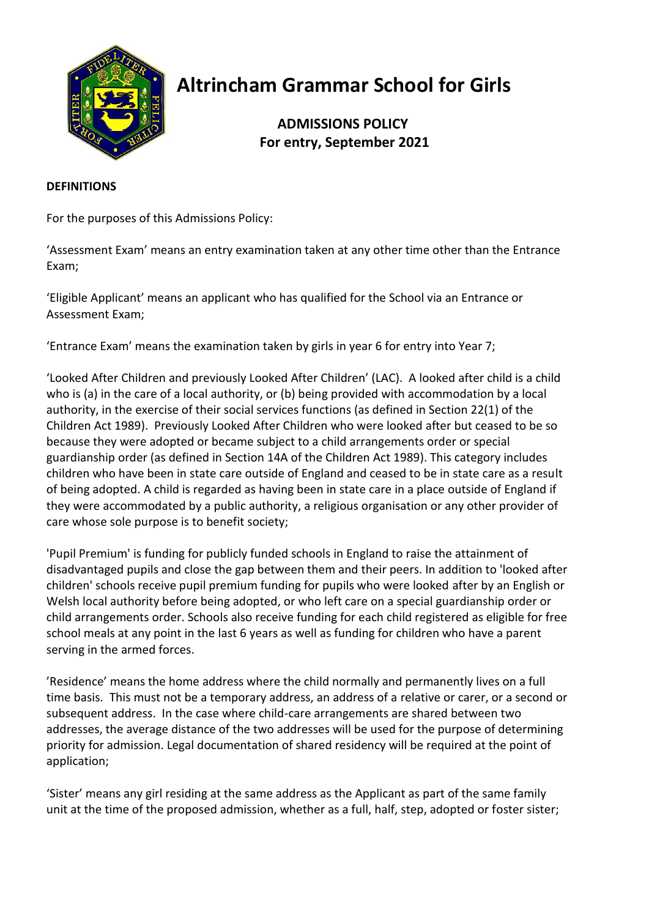# Altrincham Grammar School for Girls

## ADMISSIONS POLICY
## For entry, September 2021

**DEFINITIONS**

For the purposes of this Admissions Policy:

'Assessment Exam' means an entry examination taken at any other time other than the Entrance Exam;

'Eligible Applicant' means an applicant who has qualified for the School via an Entrance or Assessment Exam;

'Entrance Exam' means the examination taken by girls in year 6 for entry into Year 7;

'Looked After Children and previously Looked After Children' (LAC). A looked after child is a child who is (a) in the care of a local authority, or (b) being provided with accommodation by a local authority, in the exercise of their social services functions (as defined in Section 22(1) of the Children Act 1989). Previously Looked After Children who were looked after but ceased to be so because they were adopted or became subject to a child arrangements order or special guardianship order (as defined in Section 14A of the Children Act 1989). This category includes children who have been in state care outside of England and ceased to be in state care as a result of being adopted. A child is regarded as having been in state care in a place outside of England if they were accommodated by a public authority, a religious organisation or any other provider of care whose sole purpose is to benefit society;

'Pupil Premium' is funding for publicly funded schools in England to raise the attainment of disadvantaged pupils and close the gap between them and their peers. In addition to 'looked after children' schools receive pupil premium funding for pupils who were looked after by an English or Welsh local authority before being adopted, or who left care on a special guardianship order or child arrangements order. Schools also receive funding for each child registered as eligible for free school meals at any point in the last 6 years as well as funding for children who have a parent serving in the armed forces.

'Residence' means the home address where the child normally and permanently lives on a full time basis. This must not be a temporary address, an address of a relative or carer, or a second or subsequent address. In the case where child-care arrangements are shared between two addresses, the average distance of the two addresses will be used for the purpose of determining priority for admission. Legal documentation of shared residency will be required at the point of application;

'Sister' means any girl residing at the same address as the Applicant as part of the same family unit at the time of the proposed admission, whether as a full, half, step, adopted or foster sister;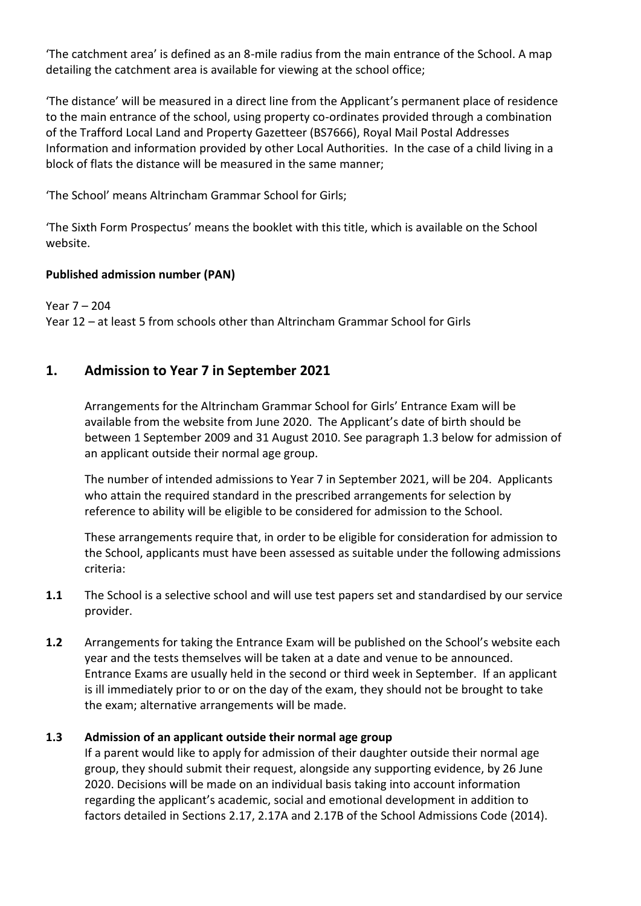'The catchment area' is defined as an 8-mile radius from the main entrance of the School. A map detailing the catchment area is available for viewing at the school office;

'The distance' will be measured in a direct line from the Applicant's permanent place of residence to the main entrance of the school, using property co-ordinates provided through a combination of the Trafford Local Land and Property Gazetteer (BS7666), Royal Mail Postal Addresses Information and information provided by other Local Authorities. In the case of a child living in a block of flats the distance will be measured in the same manner;

'The School' means Altrincham Grammar School for Girls;

'The Sixth Form Prospectus' means the booklet with this title, which is available on the School website.

**Published admission number (PAN)**

Year 7 – 204
Year 12 – at least 5 from schools other than Altrincham Grammar School for Girls

## 1. Admission to Year 7 in September 2021

Arrangements for the Altrincham Grammar School for Girls' Entrance Exam will be available from the website from June 2020. The Applicant's date of birth should be between 1 September 2009 and 31 August 2010. See paragraph 1.3 below for admission of an applicant outside their normal age group.

The number of intended admissions to Year 7 in September 2021, will be 204. Applicants who attain the required standard in the prescribed arrangements for selection by reference to ability will be eligible to be considered for admission to the School.

These arrangements require that, in order to be eligible for consideration for admission to the School, applicants must have been assessed as suitable under the following admissions criteria:

**1.1** The School is a selective school and will use test papers set and standardised by our service provider.

**1.2** Arrangements for taking the Entrance Exam will be published on the School's website each year and the tests themselves will be taken at a date and venue to be announced. Entrance Exams are usually held in the second or third week in September. If an applicant is ill immediately prior to or on the day of the exam, they should not be brought to take the exam; alternative arrangements will be made.

**1.3 Admission of an applicant outside their normal age group**

If a parent would like to apply for admission of their daughter outside their normal age group, they should submit their request, alongside any supporting evidence, by 26 June 2020. Decisions will be made on an individual basis taking into account information regarding the applicant's academic, social and emotional development in addition to factors detailed in Sections 2.17, 2.17A and 2.17B of the School Admissions Code (2014).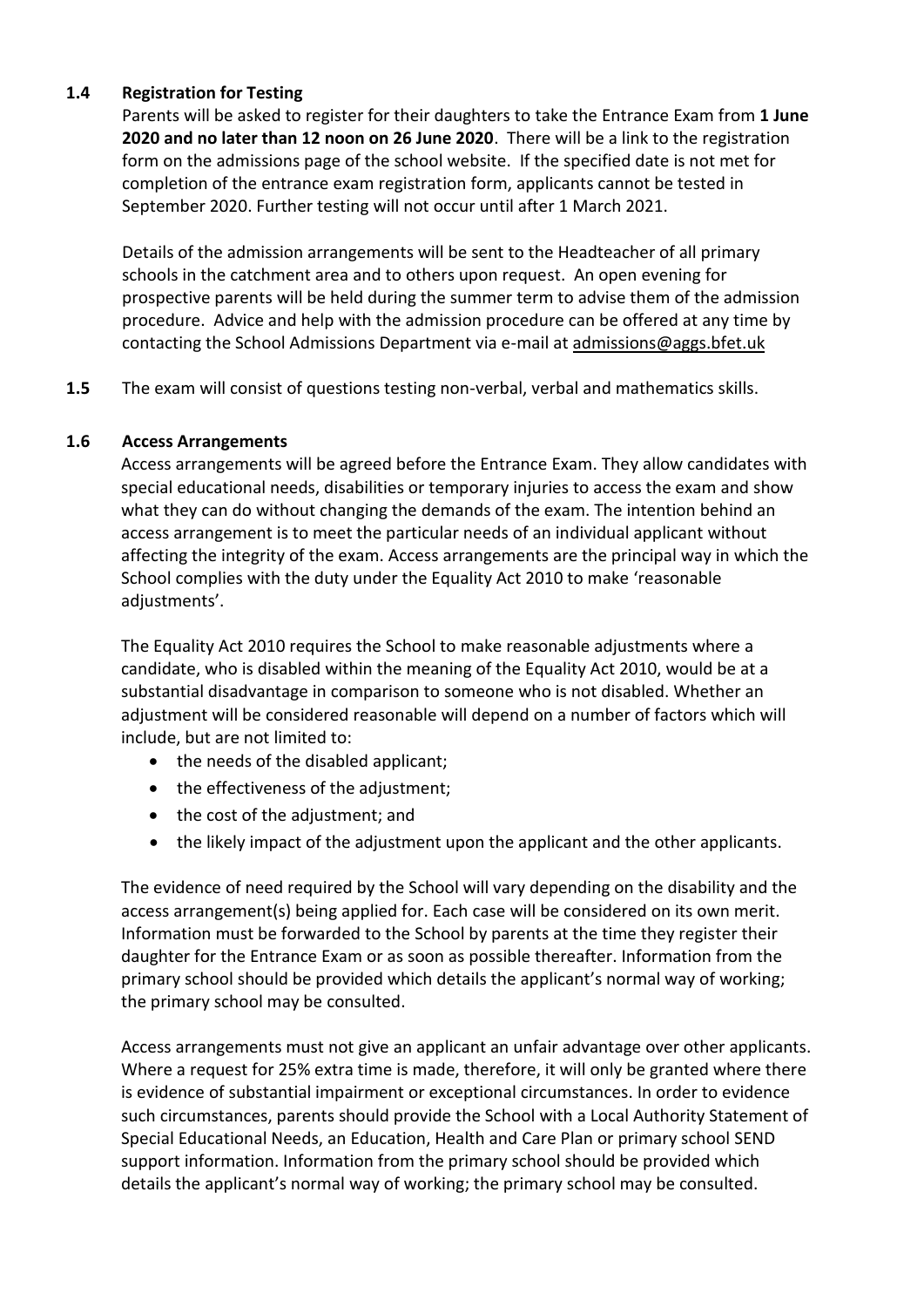### 1.4 Registration for Testing

Parents will be asked to register for their daughters to take the Entrance Exam from **1 June 2020 and no later than 12 noon on 26 June 2020**. There will be a link to the registration form on the admissions page of the school website. If the specified date is not met for completion of the entrance exam registration form, applicants cannot be tested in September 2020. Further testing will not occur until after 1 March 2021.

Details of the admission arrangements will be sent to the Headteacher of all primary schools in the catchment area and to others upon request. An open evening for prospective parents will be held during the summer term to advise them of the admission procedure. Advice and help with the admission procedure can be offered at any time by contacting the School Admissions Department via e-mail at admissions@aggs.bfet.uk

**1.5** The exam will consist of questions testing non-verbal, verbal and mathematics skills.

### 1.6 Access Arrangements

Access arrangements will be agreed before the Entrance Exam. They allow candidates with special educational needs, disabilities or temporary injuries to access the exam and show what they can do without changing the demands of the exam. The intention behind an access arrangement is to meet the particular needs of an individual applicant without affecting the integrity of the exam. Access arrangements are the principal way in which the School complies with the duty under the Equality Act 2010 to make 'reasonable adjustments'.

The Equality Act 2010 requires the School to make reasonable adjustments where a candidate, who is disabled within the meaning of the Equality Act 2010, would be at a substantial disadvantage in comparison to someone who is not disabled. Whether an adjustment will be considered reasonable will depend on a number of factors which will include, but are not limited to:

- the needs of the disabled applicant;
- the effectiveness of the adjustment;
- the cost of the adjustment; and
- the likely impact of the adjustment upon the applicant and the other applicants.

The evidence of need required by the School will vary depending on the disability and the access arrangement(s) being applied for. Each case will be considered on its own merit. Information must be forwarded to the School by parents at the time they register their daughter for the Entrance Exam or as soon as possible thereafter. Information from the primary school should be provided which details the applicant's normal way of working; the primary school may be consulted.

Access arrangements must not give an applicant an unfair advantage over other applicants. Where a request for 25% extra time is made, therefore, it will only be granted where there is evidence of substantial impairment or exceptional circumstances. In order to evidence such circumstances, parents should provide the School with a Local Authority Statement of Special Educational Needs, an Education, Health and Care Plan or primary school SEND support information. Information from the primary school should be provided which details the applicant's normal way of working; the primary school may be consulted.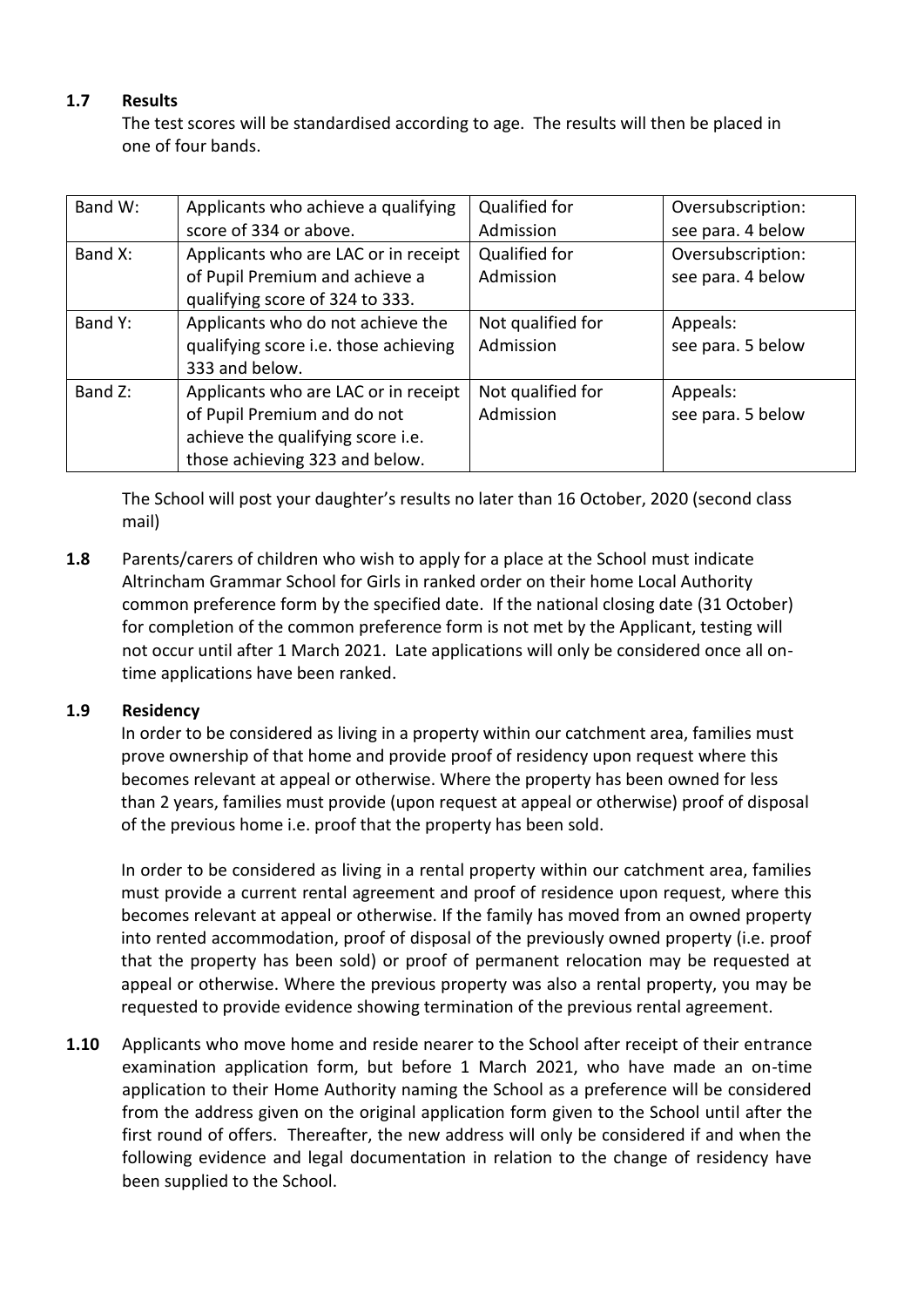**1.7 Results**

The test scores will be standardised according to age. The results will then be placed in one of four bands.

| Band W: | Applicants who achieve a qualifying score of 334 or above. | Qualified for Admission | Oversubscription: see para. 4 below |
|---|---|---|---|
| Band X: | Applicants who are LAC or in receipt of Pupil Premium and achieve a qualifying score of 324 to 333. | Qualified for Admission | Oversubscription: see para. 4 below |
| Band Y: | Applicants who do not achieve the qualifying score i.e. those achieving 333 and below. | Not qualified for Admission | Appeals: see para. 5 below |
| Band Z: | Applicants who are LAC or in receipt of Pupil Premium and do not achieve the qualifying score i.e. those achieving 323 and below. | Not qualified for Admission | Appeals: see para. 5 below |

The School will post your daughter's results no later than 16 October, 2020 (second class mail)

**1.8** Parents/carers of children who wish to apply for a place at the School must indicate Altrincham Grammar School for Girls in ranked order on their home Local Authority common preference form by the specified date. If the national closing date (31 October) for completion of the common preference form is not met by the Applicant, testing will not occur until after 1 March 2021. Late applications will only be considered once all on-time applications have been ranked.

**1.9 Residency**

In order to be considered as living in a property within our catchment area, families must prove ownership of that home and provide proof of residency upon request where this becomes relevant at appeal or otherwise. Where the property has been owned for less than 2 years, families must provide (upon request at appeal or otherwise) proof of disposal of the previous home i.e. proof that the property has been sold.

In order to be considered as living in a rental property within our catchment area, families must provide a current rental agreement and proof of residence upon request, where this becomes relevant at appeal or otherwise. If the family has moved from an owned property into rented accommodation, proof of disposal of the previously owned property (i.e. proof that the property has been sold) or proof of permanent relocation may be requested at appeal or otherwise. Where the previous property was also a rental property, you may be requested to provide evidence showing termination of the previous rental agreement.

**1.10** Applicants who move home and reside nearer to the School after receipt of their entrance examination application form, but before 1 March 2021, who have made an on-time application to their Home Authority naming the School as a preference will be considered from the address given on the original application form given to the School until after the first round of offers. Thereafter, the new address will only be considered if and when the following evidence and legal documentation in relation to the change of residency have been supplied to the School.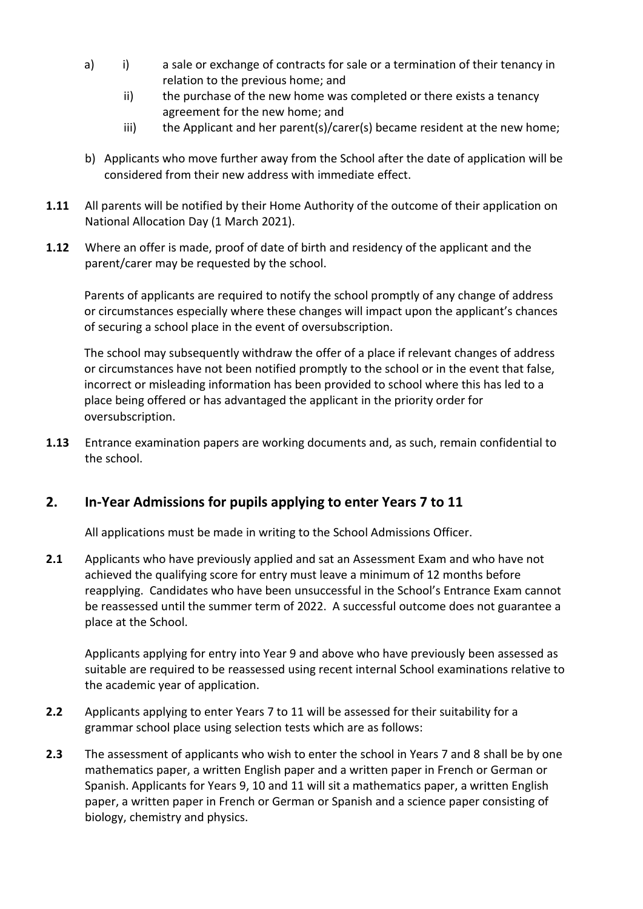a) i) a sale or exchange of contracts for sale or a termination of their tenancy in relation to the previous home; and
   ii) the purchase of the new home was completed or there exists a tenancy agreement for the new home; and
   iii) the Applicant and her parent(s)/carer(s) became resident at the new home;

b) Applicants who move further away from the School after the date of application will be considered from their new address with immediate effect.

**1.11** All parents will be notified by their Home Authority of the outcome of their application on National Allocation Day (1 March 2021).

**1.12** Where an offer is made, proof of date of birth and residency of the applicant and the parent/carer may be requested by the school.

Parents of applicants are required to notify the school promptly of any change of address or circumstances especially where these changes will impact upon the applicant's chances of securing a school place in the event of oversubscription.

The school may subsequently withdraw the offer of a place if relevant changes of address or circumstances have not been notified promptly to the school or in the event that false, incorrect or misleading information has been provided to school where this has led to a place being offered or has advantaged the applicant in the priority order for oversubscription.

**1.13** Entrance examination papers are working documents and, as such, remain confidential to the school.

## 2. In-Year Admissions for pupils applying to enter Years 7 to 11

All applications must be made in writing to the School Admissions Officer.

**2.1** Applicants who have previously applied and sat an Assessment Exam and who have not achieved the qualifying score for entry must leave a minimum of 12 months before reapplying. Candidates who have been unsuccessful in the School's Entrance Exam cannot be reassessed until the summer term of 2022. A successful outcome does not guarantee a place at the School.

Applicants applying for entry into Year 9 and above who have previously been assessed as suitable are required to be reassessed using recent internal School examinations relative to the academic year of application.

**2.2** Applicants applying to enter Years 7 to 11 will be assessed for their suitability for a grammar school place using selection tests which are as follows:

**2.3** The assessment of applicants who wish to enter the school in Years 7 and 8 shall be by one mathematics paper, a written English paper and a written paper in French or German or Spanish. Applicants for Years 9, 10 and 11 will sit a mathematics paper, a written English paper, a written paper in French or German or Spanish and a science paper consisting of biology, chemistry and physics.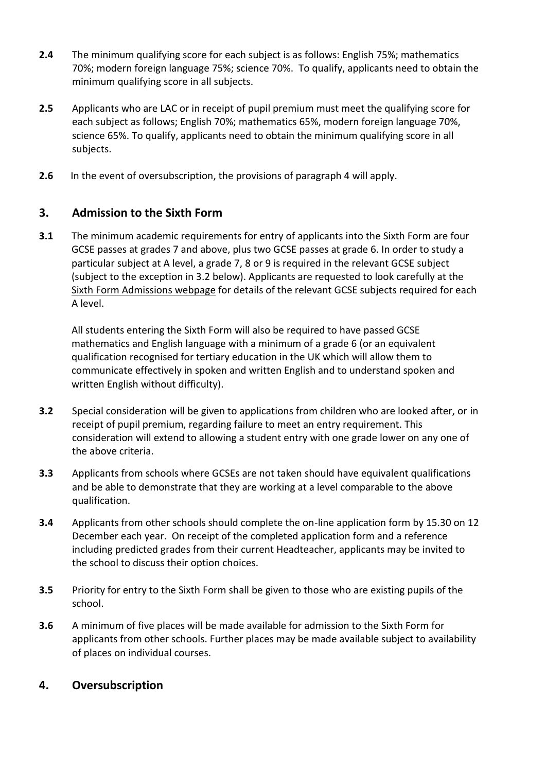**2.4** The minimum qualifying score for each subject is as follows: English 75%; mathematics 70%; modern foreign language 75%; science 70%. To qualify, applicants need to obtain the minimum qualifying score in all subjects.

**2.5** Applicants who are LAC or in receipt of pupil premium must meet the qualifying score for each subject as follows; English 70%; mathematics 65%, modern foreign language 70%, science 65%. To qualify, applicants need to obtain the minimum qualifying score in all subjects.

**2.6** In the event of oversubscription, the provisions of paragraph 4 will apply.

## 3. Admission to the Sixth Form

**3.1** The minimum academic requirements for entry of applicants into the Sixth Form are four GCSE passes at grades 7 and above, plus two GCSE passes at grade 6. In order to study a particular subject at A level, a grade 7, 8 or 9 is required in the relevant GCSE subject (subject to the exception in 3.2 below). Applicants are requested to look carefully at the Sixth Form Admissions webpage for details of the relevant GCSE subjects required for each A level.

All students entering the Sixth Form will also be required to have passed GCSE mathematics and English language with a minimum of a grade 6 (or an equivalent qualification recognised for tertiary education in the UK which will allow them to communicate effectively in spoken and written English and to understand spoken and written English without difficulty).

**3.2** Special consideration will be given to applications from children who are looked after, or in receipt of pupil premium, regarding failure to meet an entry requirement. This consideration will extend to allowing a student entry with one grade lower on any one of the above criteria.

**3.3** Applicants from schools where GCSEs are not taken should have equivalent qualifications and be able to demonstrate that they are working at a level comparable to the above qualification.

**3.4** Applicants from other schools should complete the on-line application form by 15.30 on 12 December each year. On receipt of the completed application form and a reference including predicted grades from their current Headteacher, applicants may be invited to the school to discuss their option choices.

**3.5** Priority for entry to the Sixth Form shall be given to those who are existing pupils of the school.

**3.6** A minimum of five places will be made available for admission to the Sixth Form for applicants from other schools. Further places may be made available subject to availability of places on individual courses.

## 4. Oversubscription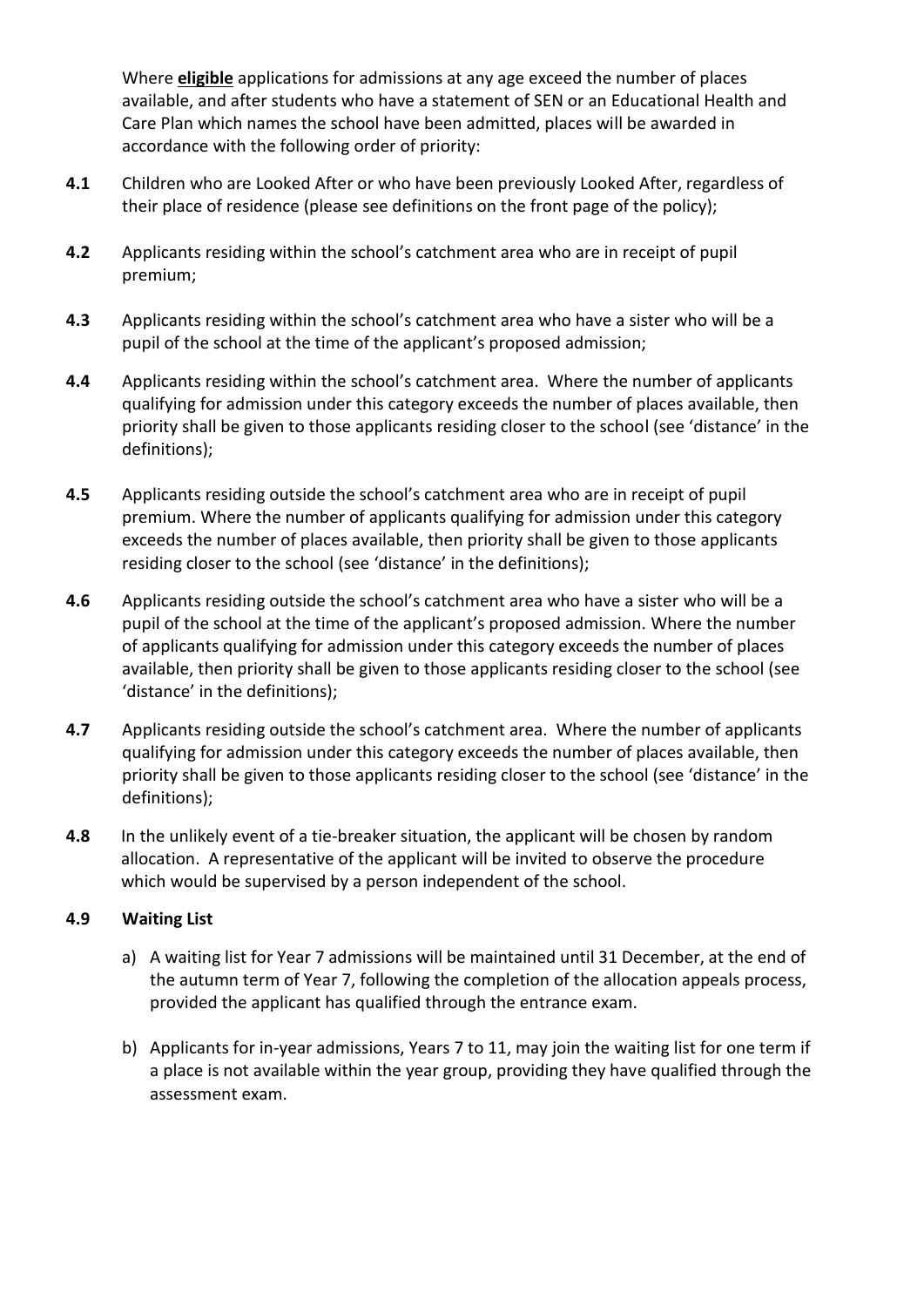Where **eligible** applications for admissions at any age exceed the number of places available, and after students who have a statement of SEN or an Educational Health and Care Plan which names the school have been admitted, places will be awarded in accordance with the following order of priority:

**4.1** Children who are Looked After or who have been previously Looked After, regardless of their place of residence (please see definitions on the front page of the policy);

**4.2** Applicants residing within the school's catchment area who are in receipt of pupil premium;

**4.3** Applicants residing within the school's catchment area who have a sister who will be a pupil of the school at the time of the applicant's proposed admission;

**4.4** Applicants residing within the school's catchment area. Where the number of applicants qualifying for admission under this category exceeds the number of places available, then priority shall be given to those applicants residing closer to the school (see 'distance' in the definitions);

**4.5** Applicants residing outside the school's catchment area who are in receipt of pupil premium. Where the number of applicants qualifying for admission under this category exceeds the number of places available, then priority shall be given to those applicants residing closer to the school (see 'distance' in the definitions);

**4.6** Applicants residing outside the school's catchment area who have a sister who will be a pupil of the school at the time of the applicant's proposed admission. Where the number of applicants qualifying for admission under this category exceeds the number of places available, then priority shall be given to those applicants residing closer to the school (see 'distance' in the definitions);

**4.7** Applicants residing outside the school's catchment area. Where the number of applicants qualifying for admission under this category exceeds the number of places available, then priority shall be given to those applicants residing closer to the school (see 'distance' in the definitions);

**4.8** In the unlikely event of a tie-breaker situation, the applicant will be chosen by random allocation. A representative of the applicant will be invited to observe the procedure which would be supervised by a person independent of the school.

**4.9 Waiting List**

a) A waiting list for Year 7 admissions will be maintained until 31 December, at the end of the autumn term of Year 7, following the completion of the allocation appeals process, provided the applicant has qualified through the entrance exam.

b) Applicants for in-year admissions, Years 7 to 11, may join the waiting list for one term if a place is not available within the year group, providing they have qualified through the assessment exam.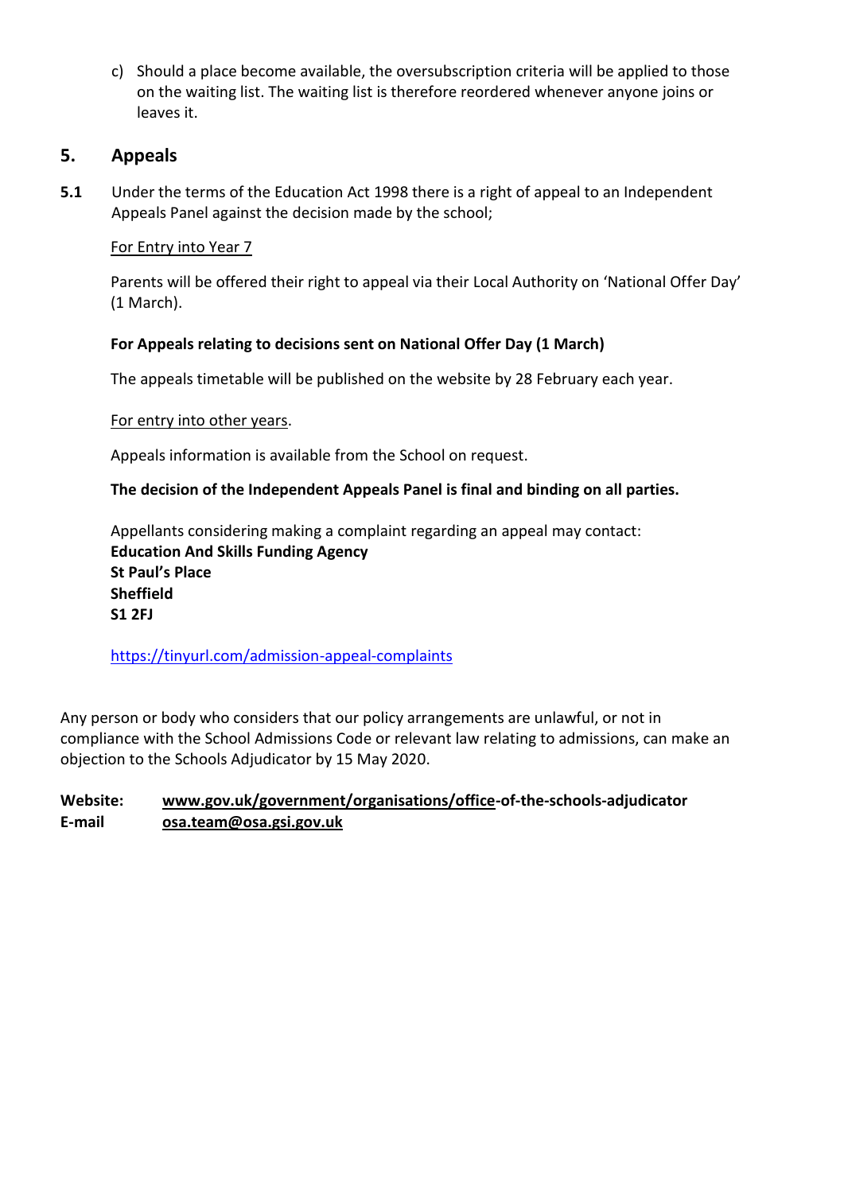c) Should a place become available, the oversubscription criteria will be applied to those on the waiting list. The waiting list is therefore reordered whenever anyone joins or leaves it.

## 5. Appeals

**5.1** Under the terms of the Education Act 1998 there is a right of appeal to an Independent Appeals Panel against the decision made by the school;

For Entry into Year 7

Parents will be offered their right to appeal via their Local Authority on 'National Offer Day' (1 March).

**For Appeals relating to decisions sent on National Offer Day (1 March)**

The appeals timetable will be published on the website by 28 February each year.

For entry into other years.

Appeals information is available from the School on request.

**The decision of the Independent Appeals Panel is final and binding on all parties.**

Appellants considering making a complaint regarding an appeal may contact:
**Education And Skills Funding Agency**
**St Paul's Place**
**Sheffield**
**S1 2FJ**

https://tinyurl.com/admission-appeal-complaints

Any person or body who considers that our policy arrangements are unlawful, or not in compliance with the School Admissions Code or relevant law relating to admissions, can make an objection to the Schools Adjudicator by 15 May 2020.

**Website:** **www.gov.uk/government/organisations/office-of-the-schools-adjudicator**
**E-mail** **osa.team@osa.gsi.gov.uk**